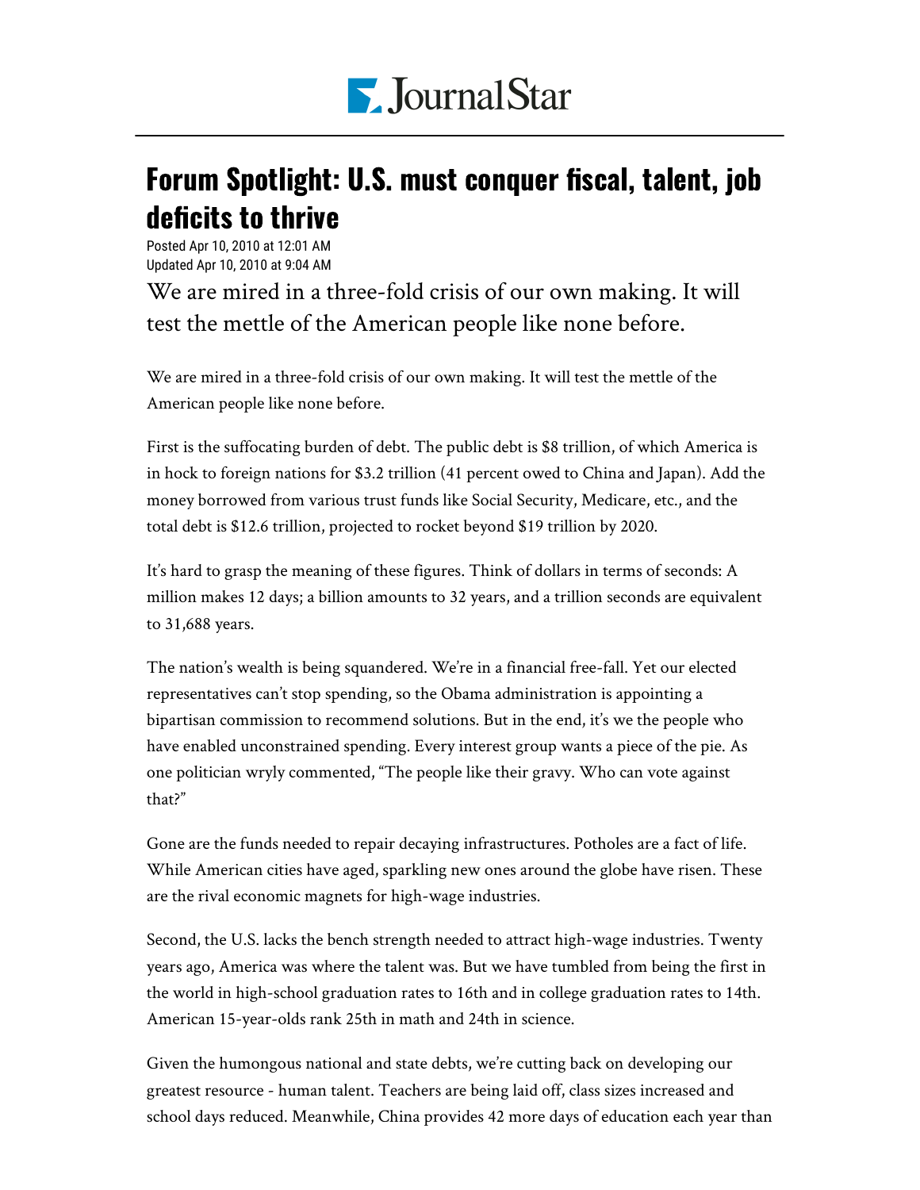# Forum Spotlight: U.S. must conquer fiscal, talent, job deficits to thrive

Posted Apr 10, 2010 at 12:01 AM
Updated Apr 10, 2010 at 9:04 AM

We are mired in a three-fold crisis of our own making. It will test the mettle of the American people like none before.

We are mired in a three-fold crisis of our own making. It will test the mettle of the American people like none before.

First is the suffocating burden of debt. The public debt is $8 trillion, of which America is in hock to foreign nations for $3.2 trillion (41 percent owed to China and Japan). Add the money borrowed from various trust funds like Social Security, Medicare, etc., and the total debt is $12.6 trillion, projected to rocket beyond $19 trillion by 2020.

It's hard to grasp the meaning of these figures. Think of dollars in terms of seconds: A million makes 12 days; a billion amounts to 32 years, and a trillion seconds are equivalent to 31,688 years.

The nation's wealth is being squandered. We're in a financial free-fall. Yet our elected representatives can't stop spending, so the Obama administration is appointing a bipartisan commission to recommend solutions. But in the end, it's we the people who have enabled unconstrained spending. Every interest group wants a piece of the pie. As one politician wryly commented, "The people like their gravy. Who can vote against that?"

Gone are the funds needed to repair decaying infrastructures. Potholes are a fact of life. While American cities have aged, sparkling new ones around the globe have risen. These are the rival economic magnets for high-wage industries.

Second, the U.S. lacks the bench strength needed to attract high-wage industries. Twenty years ago, America was where the talent was. But we have tumbled from being the first in the world in high-school graduation rates to 16th and in college graduation rates to 14th. American 15-year-olds rank 25th in math and 24th in science.

Given the humongous national and state debts, we're cutting back on developing our greatest resource - human talent. Teachers are being laid off, class sizes increased and school days reduced. Meanwhile, China provides 42 more days of education each year than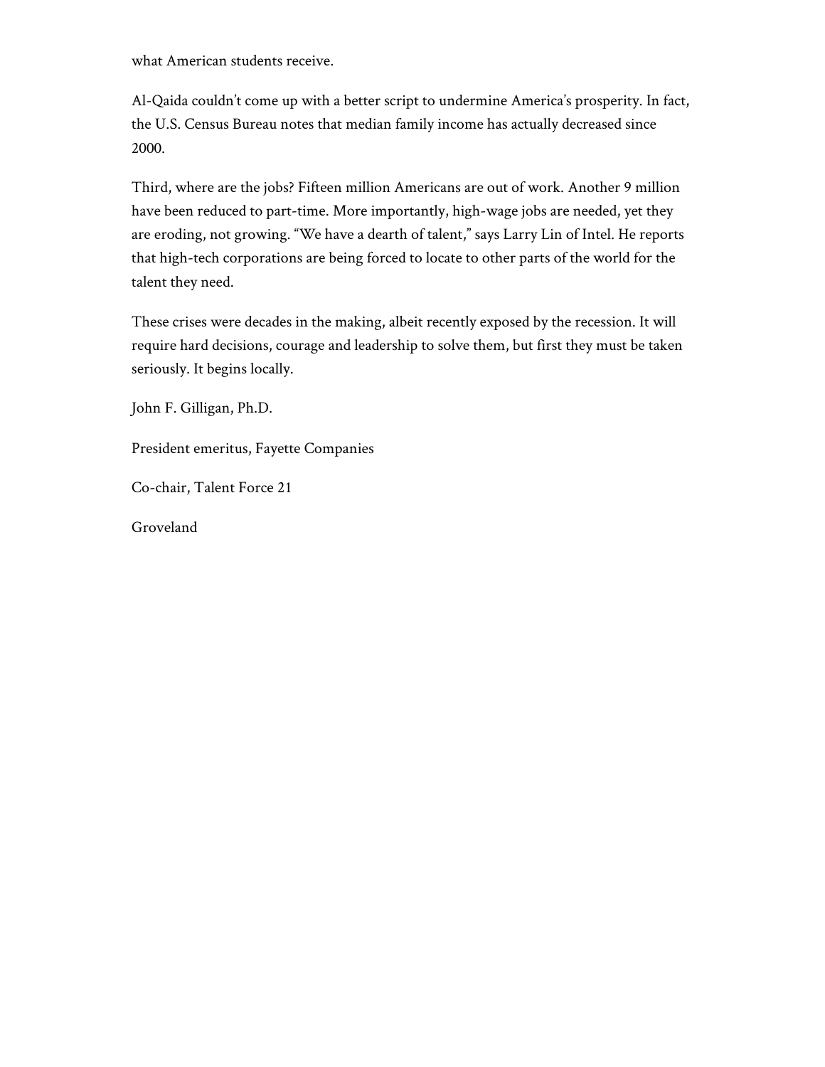what American students receive.

Al-Qaida couldn't come up with a better script to undermine America's prosperity. In fact, the U.S. Census Bureau notes that median family income has actually decreased since 2000.

Third, where are the jobs? Fifteen million Americans are out of work. Another 9 million have been reduced to part-time. More importantly, high-wage jobs are needed, yet they are eroding, not growing. "We have a dearth of talent," says Larry Lin of Intel. He reports that high-tech corporations are being forced to locate to other parts of the world for the talent they need.

These crises were decades in the making, albeit recently exposed by the recession. It will require hard decisions, courage and leadership to solve them, but first they must be taken seriously. It begins locally.

John F. Gilligan, Ph.D.

President emeritus, Fayette Companies

Co-chair, Talent Force 21

Groveland